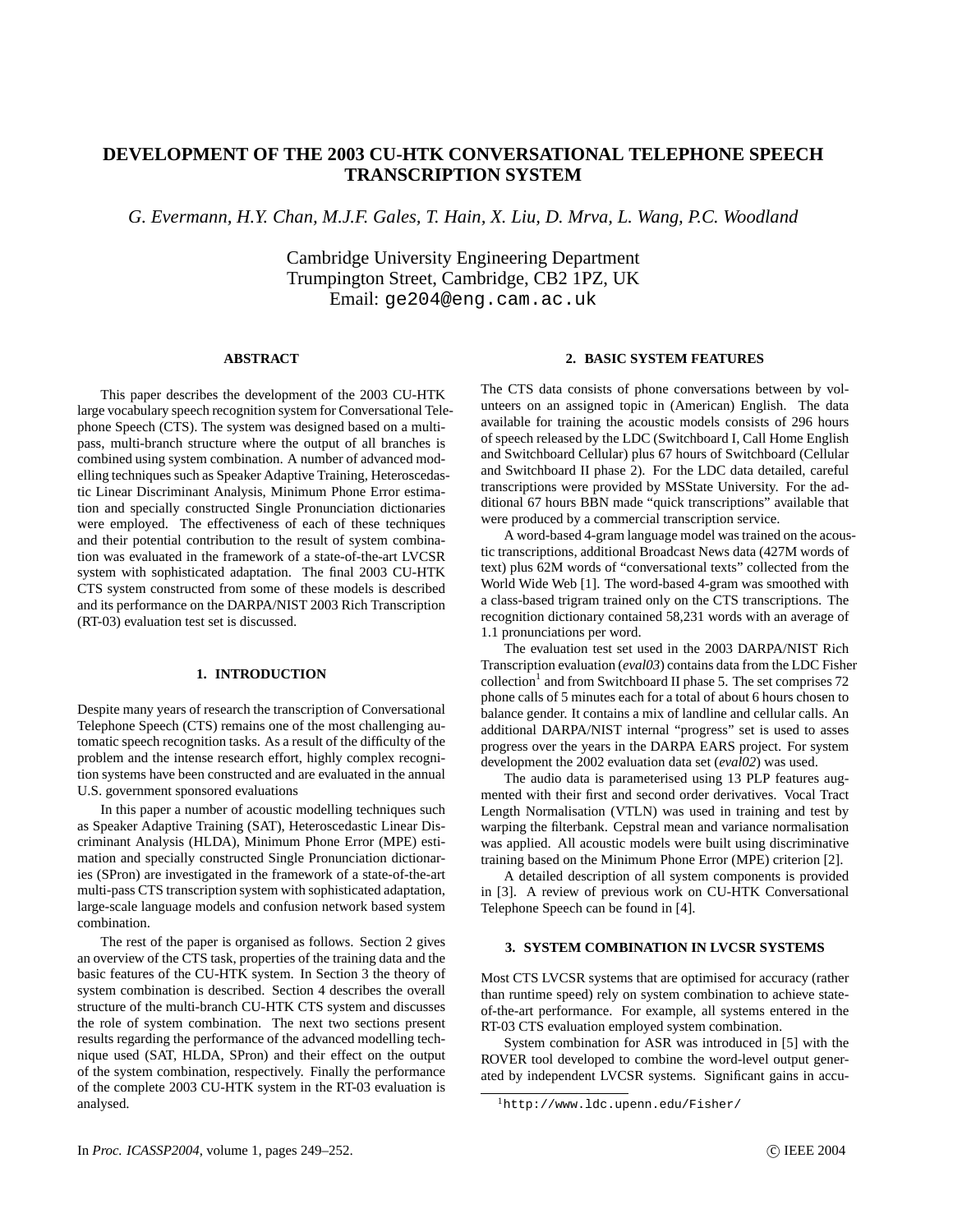# DEVELOPMENT OF THE 2003 CU-HTK CONVERSATIONAL TELEPHONE SPEECH TRANSCRIPTION SYSTEM

*G. Evermann, H.Y. Chan, M.J.F. Gales, T. Hain, X. Liu, D. Mrva, L. Wang, P.C. Woodland*

Cambridge University Engineering Department
Trumpington Street, Cambridge, CB2 1PZ, UK
Email: `ge204@eng.cam.ac.uk`

## ABSTRACT

This paper describes the development of the 2003 CU-HTK large vocabulary speech recognition system for Conversational Telephone Speech (CTS). The system was designed based on a multi-pass, multi-branch structure where the output of all branches is combined using system combination. A number of advanced modelling techniques such as Speaker Adaptive Training, Heteroscedastic Linear Discriminant Analysis, Minimum Phone Error estimation and specially constructed Single Pronunciation dictionaries were employed. The effectiveness of each of these techniques and their potential contribution to the result of system combination was evaluated in the framework of a state-of-the-art LVCSR system with sophisticated adaptation. The final 2003 CU-HTK CTS system constructed from some of these models is described and its performance on the DARPA/NIST 2003 Rich Transcription (RT-03) evaluation test set is discussed.

## 1. INTRODUCTION

Despite many years of research the transcription of Conversational Telephone Speech (CTS) remains one of the most challenging automatic speech recognition tasks. As a result of the difficulty of the problem and the intense research effort, highly complex recognition systems have been constructed and are evaluated in the annual U.S. government sponsored evaluations

In this paper a number of acoustic modelling techniques such as Speaker Adaptive Training (SAT), Heteroscedastic Linear Discriminant Analysis (HLDA), Minimum Phone Error (MPE) estimation and specially constructed Single Pronunciation dictionaries (SPron) are investigated in the framework of a state-of-the-art multi-pass CTS transcription system with sophisticated adaptation, large-scale language models and confusion network based system combination.

The rest of the paper is organised as follows. Section 2 gives an overview of the CTS task, properties of the training data and the basic features of the CU-HTK system. In Section 3 the theory of system combination is described. Section 4 describes the overall structure of the multi-branch CU-HTK CTS system and discusses the role of system combination. The next two sections present results regarding the performance of the advanced modelling technique used (SAT, HLDA, SPron) and their effect on the output of the system combination, respectively. Finally the performance of the complete 2003 CU-HTK system in the RT-03 evaluation is analysed.

## 2. BASIC SYSTEM FEATURES

The CTS data consists of phone conversations between by volunteers on an assigned topic in (American) English. The data available for training the acoustic models consists of 296 hours of speech released by the LDC (Switchboard I, Call Home English and Switchboard Cellular) plus 67 hours of Switchboard (Cellular and Switchboard II phase 2). For the LDC data detailed, careful transcriptions were provided by MSState University. For the additional 67 hours BBN made "quick transcriptions" available that were produced by a commercial transcription service.

A word-based 4-gram language model was trained on the acoustic transcriptions, additional Broadcast News data (427M words of text) plus 62M words of "conversational texts" collected from the World Wide Web [1]. The word-based 4-gram was smoothed with a class-based trigram trained only on the CTS transcriptions. The recognition dictionary contained 58,231 words with an average of 1.1 pronunciations per word.

The evaluation test set used in the 2003 DARPA/NIST Rich Transcription evaluation (*eval03*) contains data from the LDC Fisher collection[1] and from Switchboard II phase 5. The set comprises 72 phone calls of 5 minutes each for a total of about 6 hours chosen to balance gender. It contains a mix of landline and cellular calls. An additional DARPA/NIST internal "progress" set is used to asses progress over the years in the DARPA EARS project. For system development the 2002 evaluation data set (*eval02*) was used.

The audio data is parameterised using 13 PLP features augmented with their first and second order derivatives. Vocal Tract Length Normalisation (VTLN) was used in training and test by warping the filterbank. Cepstral mean and variance normalisation was applied. All acoustic models were built using discriminative training based on the Minimum Phone Error (MPE) criterion [2].

A detailed description of all system components is provided in [3]. A review of previous work on CU-HTK Conversational Telephone Speech can be found in [4].

## 3. SYSTEM COMBINATION IN LVCSR SYSTEMS

Most CTS LVCSR systems that are optimised for accuracy (rather than runtime speed) rely on system combination to achieve state-of-the-art performance. For example, all systems entered in the RT-03 CTS evaluation employed system combination.

System combination for ASR was introduced in [5] with the ROVER tool developed to combine the word-level output generated by independent LVCSR systems. Significant gains in accu-

[1] `http://www.ldc.upenn.edu/Fisher/`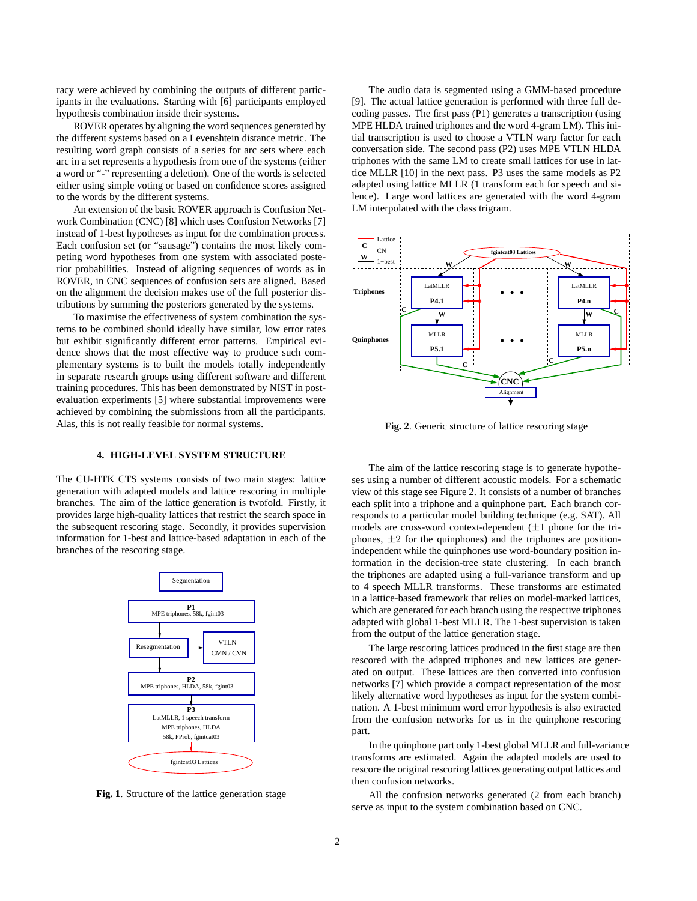racy were achieved by combining the outputs of different participants in the evaluations. Starting with [6] participants employed hypothesis combination inside their systems.

ROVER operates by aligning the word sequences generated by the different systems based on a Levenshtein distance metric. The resulting word graph consists of a series for arc sets where each arc in a set represents a hypothesis from one of the systems (either a word or "-" representing a deletion). One of the words is selected either using simple voting or based on confidence scores assigned to the words by the different systems.

An extension of the basic ROVER approach is Confusion Network Combination (CNC) [8] which uses Confusion Networks [7] instead of 1-best hypotheses as input for the combination process. Each confusion set (or "sausage") contains the most likely competing word hypotheses from one system with associated posterior probabilities. Instead of aligning sequences of words as in ROVER, in CNC sequences of confusion sets are aligned. Based on the alignment the decision makes use of the full posterior distributions by summing the posteriors generated by the systems.

To maximise the effectiveness of system combination the systems to be combined should ideally have similar, low error rates but exhibit significantly different error patterns. Empirical evidence shows that the most effective way to produce such complementary systems is to built the models totally independently in separate research groups using different software and different training procedures. This has been demonstrated by NIST in post-evaluation experiments [5] where substantial improvements were achieved by combining the submissions from all the participants. Alas, this is not really feasible for normal systems.

## 4. HIGH-LEVEL SYSTEM STRUCTURE

The CU-HTK CTS systems consists of two main stages: lattice generation with adapted models and lattice rescoring in multiple branches. The aim of the lattice generation is twofold. Firstly, it provides large high-quality lattices that restrict the search space in the subsequent rescoring stage. Secondly, it provides supervision information for 1-best and lattice-based adaptation in each of the branches of the rescoring stage.

**Fig. 1**. Structure of the lattice generation stage

The audio data is segmented using a GMM-based procedure [9]. The actual lattice generation is performed with three full decoding passes. The first pass (P1) generates a transcription (using MPE HLDA trained triphones and the word 4-gram LM). This initial transcription is used to choose a VTLN warp factor for each conversation side. The second pass (P2) uses MPE VTLN HLDA triphones with the same LM to create small lattices for use in lattice MLLR [10] in the next pass. P3 uses the same models as P2 adapted using lattice MLLR (1 transform each for speech and silence). Large word lattices are generated with the word 4-gram LM interpolated with the class trigram.

**Fig. 2**. Generic structure of lattice rescoring stage

The aim of the lattice rescoring stage is to generate hypotheses using a number of different acoustic models. For a schematic view of this stage see Figure 2. It consists of a number of branches each split into a triphone and a quinphone part. Each branch corresponds to a particular model building technique (e.g. SAT). All models are cross-word context-dependent ($\pm 1$ phone for the triphones, $\pm 2$ for the quinphones) and the triphones are position-independent while the quinphones use word-boundary position information in the decision-tree state clustering. In each branch the triphones are adapted using a full-variance transform and up to 4 speech MLLR transforms. These transforms are estimated in a lattice-based framework that relies on model-marked lattices, which are generated for each branch using the respective triphones adapted with global 1-best MLLR. The 1-best supervision is taken from the output of the lattice generation stage.

The large rescoring lattices produced in the first stage are then rescored with the adapted triphones and new lattices are generated on output. These lattices are then converted into confusion networks [7] which provide a compact representation of the most likely alternative word hypotheses as input for the system combination. A 1-best minimum word error hypothesis is also extracted from the confusion networks for us in the quinphone rescoring part.

In the quinphone part only 1-best global MLLR and full-variance transforms are estimated. Again the adapted models are used to rescore the original rescoring lattices generating output lattices and then confusion networks.

All the confusion networks generated (2 from each branch) serve as input to the system combination based on CNC.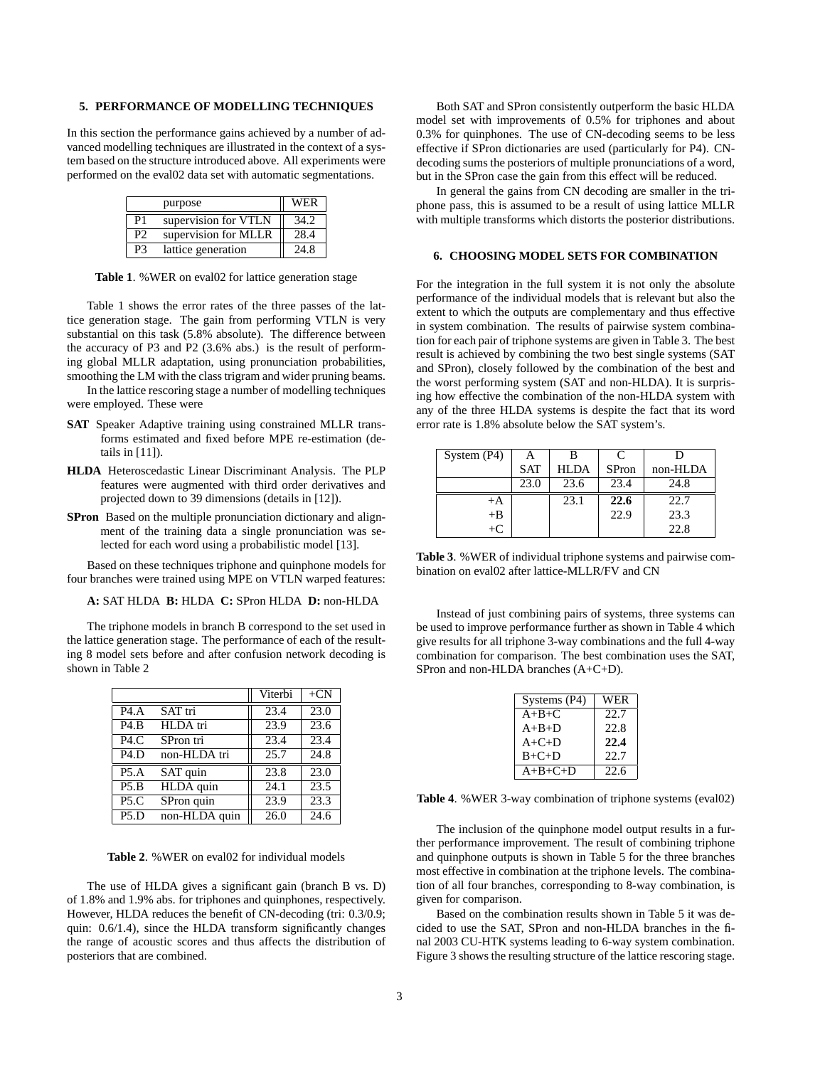## 5. PERFORMANCE OF MODELLING TECHNIQUES

In this section the performance gains achieved by a number of advanced modelling techniques are illustrated in the context of a system based on the structure introduced above. All experiments were performed on the eval02 data set with automatic segmentations.

| | purpose | WER |
|---|---|---|
| P1 | supervision for VTLN | 34.2 |
| P2 | supervision for MLLR | 28.4 |
| P3 | lattice generation | 24.8 |

**Table 1**. %WER on eval02 for lattice generation stage

Table 1 shows the error rates of the three passes of the lattice generation stage. The gain from performing VTLN is very substantial on this task (5.8% absolute). The difference between the accuracy of P3 and P2 (3.6% abs.) is the result of performing global MLLR adaptation, using pronunciation probabilities, smoothing the LM with the class trigram and wider pruning beams.

In the lattice rescoring stage a number of modelling techniques were employed. These were

- **SAT** Speaker Adaptive training using constrained MLLR transforms estimated and fixed before MPE re-estimation (details in [11]).
- **HLDA** Heteroscedastic Linear Discriminant Analysis. The PLP features were augmented with third order derivatives and projected down to 39 dimensions (details in [12]).
- **SPron** Based on the multiple pronunciation dictionary and alignment of the training data a single pronunciation was selected for each word using a probabilistic model [13].

Based on these techniques triphone and quinphone models for four branches were trained using MPE on VTLN warped features:

**A:** SAT HLDA **B:** HLDA **C:** SPron HLDA **D:** non-HLDA

The triphone models in branch B correspond to the set used in the lattice generation stage. The performance of each of the resulting 8 model sets before and after confusion network decoding is shown in Table 2

| | | Viterbi | +CN |
|---|---|---|---|
| P4.A | SAT tri | 23.4 | 23.0 |
| P4.B | HLDA tri | 23.9 | 23.6 |
| P4.C | SPron tri | 23.4 | 23.4 |
| P4.D | non-HLDA tri | 25.7 | 24.8 |
| P5.A | SAT quin | 23.8 | 23.0 |
| P5.B | HLDA quin | 24.1 | 23.5 |
| P5.C | SPron quin | 23.9 | 23.3 |
| P5.D | non-HLDA quin | 26.0 | 24.6 |

**Table 2**. %WER on eval02 for individual models

The use of HLDA gives a significant gain (branch B vs. D) of 1.8% and 1.9% abs. for triphones and quinphones, respectively. However, HLDA reduces the benefit of CN-decoding (tri: 0.3/0.9; quin: 0.6/1.4), since the HLDA transform significantly changes the range of acoustic scores and thus affects the distribution of posteriors that are combined.

Both SAT and SPron consistently outperform the basic HLDA model set with improvements of 0.5% for triphones and about 0.3% for quinphones. The use of CN-decoding seems to be less effective if SPron dictionaries are used (particularly for P4). CN-decoding sums the posteriors of multiple pronunciations of a word, but in the SPron case the gain from this effect will be reduced.

In general the gains from CN decoding are smaller in the triphone pass, this is assumed to be a result of using lattice MLLR with multiple transforms which distorts the posterior distributions.

## 6. CHOOSING MODEL SETS FOR COMBINATION

For the integration in the full system it is not only the absolute performance of the individual models that is relevant but also the extent to which the outputs are complementary and thus effective in system combination. The results of pairwise system combination for each pair of triphone systems are given in Table 3. The best result is achieved by combining the two best single systems (SAT and SPron), closely followed by the combination of the best and the worst performing system (SAT and non-HLDA). It is surprising how effective the combination of the non-HLDA system with any of the three HLDA systems is despite the fact that its word error rate is 1.8% absolute below the SAT system's.

| System (P4) | A | B | C | D |
|---|---|---|---|---|
| | SAT | HLDA | SPron | non-HLDA |
| | 23.0 | 23.6 | 23.4 | 24.8 |
| +A | | 23.1 | **22.6** | 22.7 |
| +B | | | 22.9 | 23.3 |
| +C | | | | 22.8 |

**Table 3**. %WER of individual triphone systems and pairwise combination on eval02 after lattice-MLLR/FV and CN

Instead of just combining pairs of systems, three systems can be used to improve performance further as shown in Table 4 which give results for all triphone 3-way combinations and the full 4-way combination for comparison. The best combination uses the SAT, SPron and non-HLDA branches (A+C+D).

| Systems (P4) | WER |
|---|---|
| A+B+C | 22.7 |
| A+B+D | 22.8 |
| A+C+D | **22.4** |
| B+C+D | 22.7 |
| A+B+C+D | 22.6 |

**Table 4**. %WER 3-way combination of triphone systems (eval02)

The inclusion of the quinphone model output results in a further performance improvement. The result of combining triphone and quinphone outputs is shown in Table 5 for the three branches most effective in combination at the triphone levels. The combination of all four branches, corresponding to 8-way combination, is given for comparison.

Based on the combination results shown in Table 5 it was decided to use the SAT, SPron and non-HLDA branches in the final 2003 CU-HTK systems leading to 6-way system combination. Figure 3 shows the resulting structure of the lattice rescoring stage.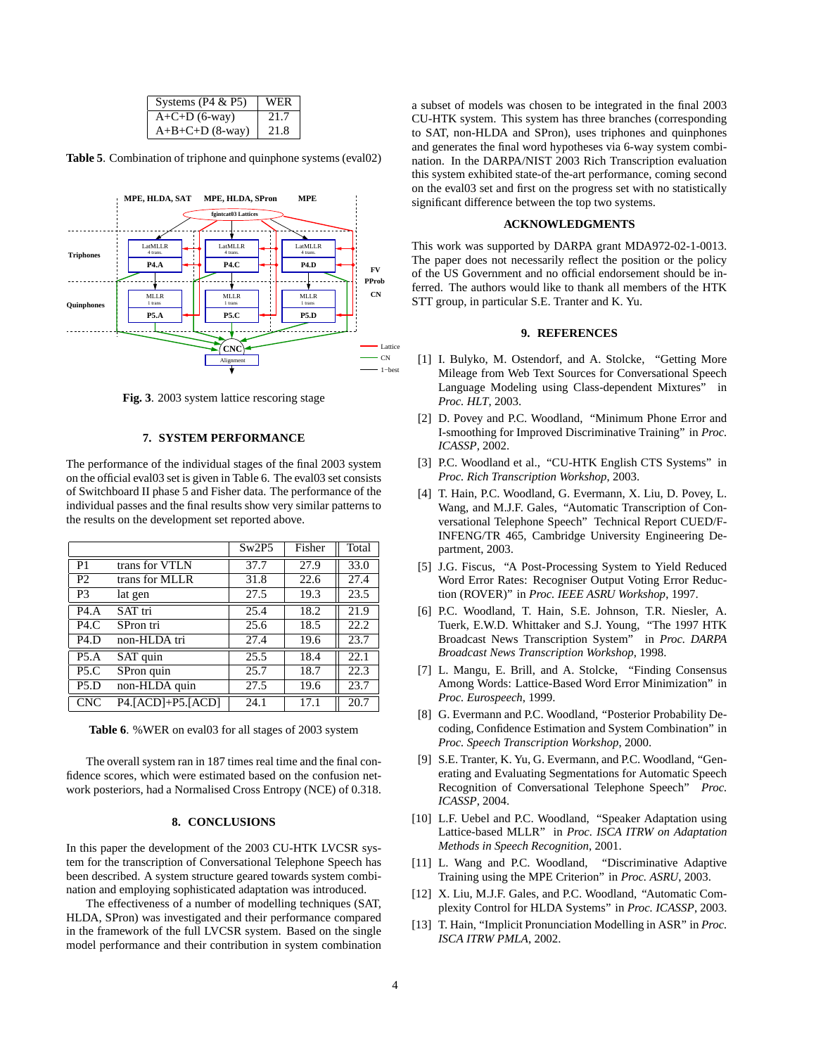| Systems (P4 & P5) | WER |
|---|---|
| A+C+D (6-way) | 21.7 |
| A+B+C+D (8-way) | 21.8 |

**Table 5**. Combination of triphone and quinphone systems (eval02)

MPE, HLDA, SAT
MPE, HLDA, SPron
MPE
fgintcat03 Lattices
Triphones
Quinphones
LatMLLR 4 trans.
P4.A
P4.C
P4.D
MLLR 1 trans
P5.A
P5.C
P5.D
FV
PProb
CN
CNC
Alignment
Lattice
CN
1−best

**Fig. 3**. 2003 system lattice rescoring stage

## 7. SYSTEM PERFORMANCE

The performance of the individual stages of the final 2003 system on the official eval03 set is given in Table 6. The eval03 set consists of Switchboard II phase 5 and Fisher data. The performance of the individual passes and the final results show very similar patterns to the results on the development set reported above.

| | | Sw2P5 | Fisher | Total |
|---|---|---|---|---|
| P1 | trans for VTLN | 37.7 | 27.9 | 33.0 |
| P2 | trans for MLLR | 31.8 | 22.6 | 27.4 |
| P3 | lat gen | 27.5 | 19.3 | 23.5 |
| P4.A | SAT tri | 25.4 | 18.2 | 21.9 |
| P4.C | SPron tri | 25.6 | 18.5 | 22.2 |
| P4.D | non-HLDA tri | 27.4 | 19.6 | 23.7 |
| P5.A | SAT quin | 25.5 | 18.4 | 22.1 |
| P5.C | SPron quin | 25.7 | 18.7 | 22.3 |
| P5.D | non-HLDA quin | 27.5 | 19.6 | 23.7 |
| CNC | P4.[ACD]+P5.[ACD] | 24.1 | 17.1 | 20.7 |

**Table 6**. %WER on eval03 for all stages of 2003 system

The overall system ran in 187 times real time and the final confidence scores, which were estimated based on the confusion network posteriors, had a Normalised Cross Entropy (NCE) of 0.318.

## 8. CONCLUSIONS

In this paper the development of the 2003 CU-HTK LVCSR system for the transcription of Conversational Telephone Speech has been described. A system structure geared towards system combination and employing sophisticated adaptation was introduced.

The effectiveness of a number of modelling techniques (SAT, HLDA, SPron) was investigated and their performance compared in the framework of the full LVCSR system. Based on the single model performance and their contribution in system combination a subset of models was chosen to be integrated in the final 2003 CU-HTK system. This system has three branches (corresponding to SAT, non-HLDA and SPron), uses triphones and quinphones and generates the final word hypotheses via 6-way system combination. In the DARPA/NIST 2003 Rich Transcription evaluation this system exhibited state-of-the-art performance, coming second on the eval03 set and first on the progress set with no statistically significant difference between the top two systems.

## ACKNOWLEDGMENTS

This work was supported by DARPA grant MDA972-02-1-0013. The paper does not necessarily reflect the position or the policy of the US Government and no official endorsement should be inferred. The authors would like to thank all members of the HTK STT group, in particular S.E. Tranter and K. Yu.

## 9. REFERENCES

[1] I. Bulyko, M. Ostendorf, and A. Stolcke, "Getting More Mileage from Web Text Sources for Conversational Speech Language Modeling using Class-dependent Mixtures" in *Proc. HLT*, 2003.

[2] D. Povey and P.C. Woodland, "Minimum Phone Error and I-smoothing for Improved Discriminative Training" in *Proc. ICASSP*, 2002.

[3] P.C. Woodland et al., "CU-HTK English CTS Systems" in *Proc. Rich Transcription Workshop*, 2003.

[4] T. Hain, P.C. Woodland, G. Evermann, X. Liu, D. Povey, L. Wang, and M.J.F. Gales, "Automatic Transcription of Conversational Telephone Speech" Technical Report CUED/F-INFENG/TR 465, Cambridge University Engineering Department, 2003.

[5] J.G. Fiscus, "A Post-Processing System to Yield Reduced Word Error Rates: Recogniser Output Voting Error Reduction (ROVER)" in *Proc. IEEE ASRU Workshop*, 1997.

[6] P.C. Woodland, T. Hain, S.E. Johnson, T.R. Niesler, A. Tuerk, E.W.D. Whittaker and S.J. Young, "The 1997 HTK Broadcast News Transcription System" in *Proc. DARPA Broadcast News Transcription Workshop*, 1998.

[7] L. Mangu, E. Brill, and A. Stolcke, "Finding Consensus Among Words: Lattice-Based Word Error Minimization" in *Proc. Eurospeech*, 1999.

[8] G. Evermann and P.C. Woodland, "Posterior Probability Decoding, Confidence Estimation and System Combination" in *Proc. Speech Transcription Workshop*, 2000.

[9] S.E. Tranter, K. Yu, G. Evermann, and P.C. Woodland, "Generating and Evaluating Segmentations for Automatic Speech Recognition of Conversational Telephone Speech" *Proc. ICASSP*, 2004.

[10] L.F. Uebel and P.C. Woodland, "Speaker Adaptation using Lattice-based MLLR" in *Proc. ISCA ITRW on Adaptation Methods in Speech Recognition*, 2001.

[11] L. Wang and P.C. Woodland, "Discriminative Adaptive Training using the MPE Criterion" in *Proc. ASRU*, 2003.

[12] X. Liu, M.J.F. Gales, and P.C. Woodland, "Automatic Complexity Control for HLDA Systems" in *Proc. ICASSP*, 2003.

[13] T. Hain, "Implicit Pronunciation Modelling in ASR" in *Proc. ISCA ITRW PMLA*, 2002.